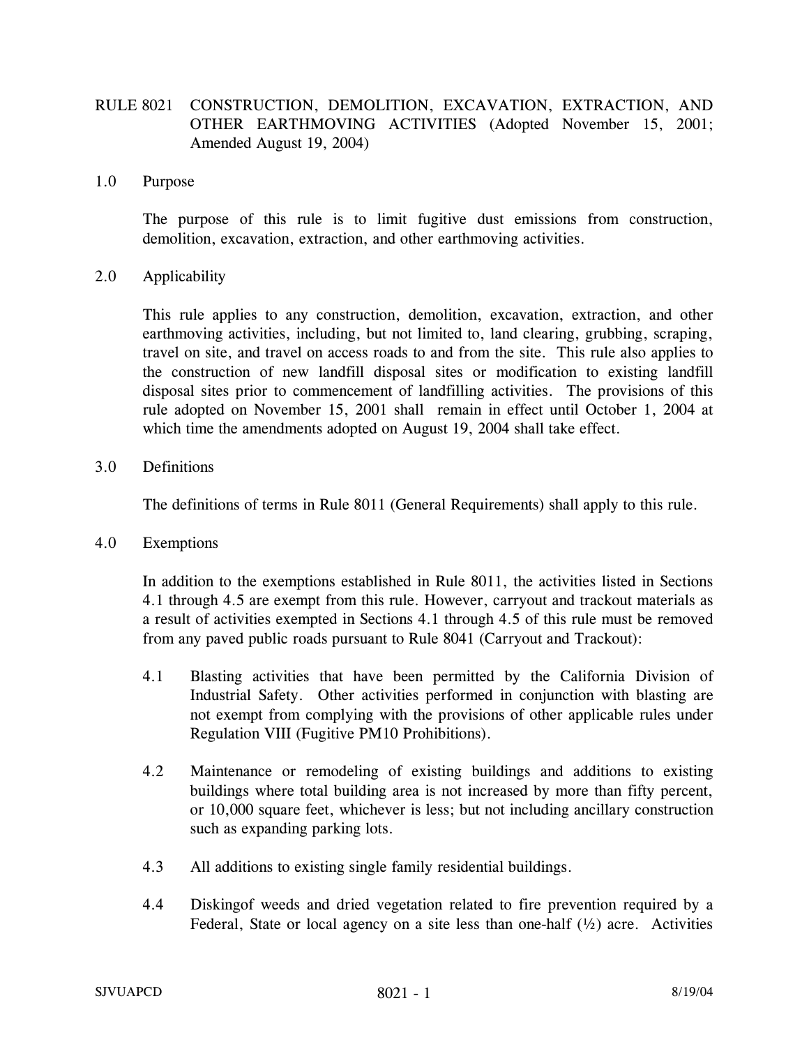# RULE 8021 CONSTRUCTION, DEMOLITION, EXCAVATION, EXTRACTION, AND OTHER EARTHMOVING ACTIVITIES (Adopted November 15, 2001; Amended August 19, 2004)

## 1.0 Purpose

The purpose of this rule is to limit fugitive dust emissions from construction, demolition, excavation, extraction, and other earthmoving activities.

## 2.0 Applicability

This rule applies to any construction, demolition, excavation, extraction, and other earthmoving activities, including, but not limited to, land clearing, grubbing, scraping, travel on site, and travel on access roads to and from the site. This rule also applies to the construction of new landfill disposal sites or modification to existing landfill disposal sites prior to commencement of landfilling activities. The provisions of this rule adopted on November 15, 2001 shall remain in effect until October 1, 2004 at which time the amendments adopted on August 19, 2004 shall take effect.

## 3.0 Definitions

The definitions of terms in Rule 8011 (General Requirements) shall apply to this rule.

## 4.0 Exemptions

In addition to the exemptions established in Rule 8011, the activities listed in Sections 4.1 through 4.5 are exempt from this rule. However, carryout and trackout materials as a result of activities exempted in Sections 4.1 through 4.5 of this rule must be removed from any paved public roads pursuant to Rule 8041 (Carryout and Trackout):

4.1 Blasting activities that have been permitted by the California Division of Industrial Safety. Other activities performed in conjunction with blasting are not exempt from complying with the provisions of other applicable rules under Regulation VIII (Fugitive PM10 Prohibitions).

4.2 Maintenance or remodeling of existing buildings and additions to existing buildings where total building area is not increased by more than fifty percent, or 10,000 square feet, whichever is less; but not including ancillary construction such as expanding parking lots.

4.3 All additions to existing single family residential buildings.

4.4 Diskingof weeds and dried vegetation related to fire prevention required by a Federal, State or local agency on a site less than one-half (½) acre. Activities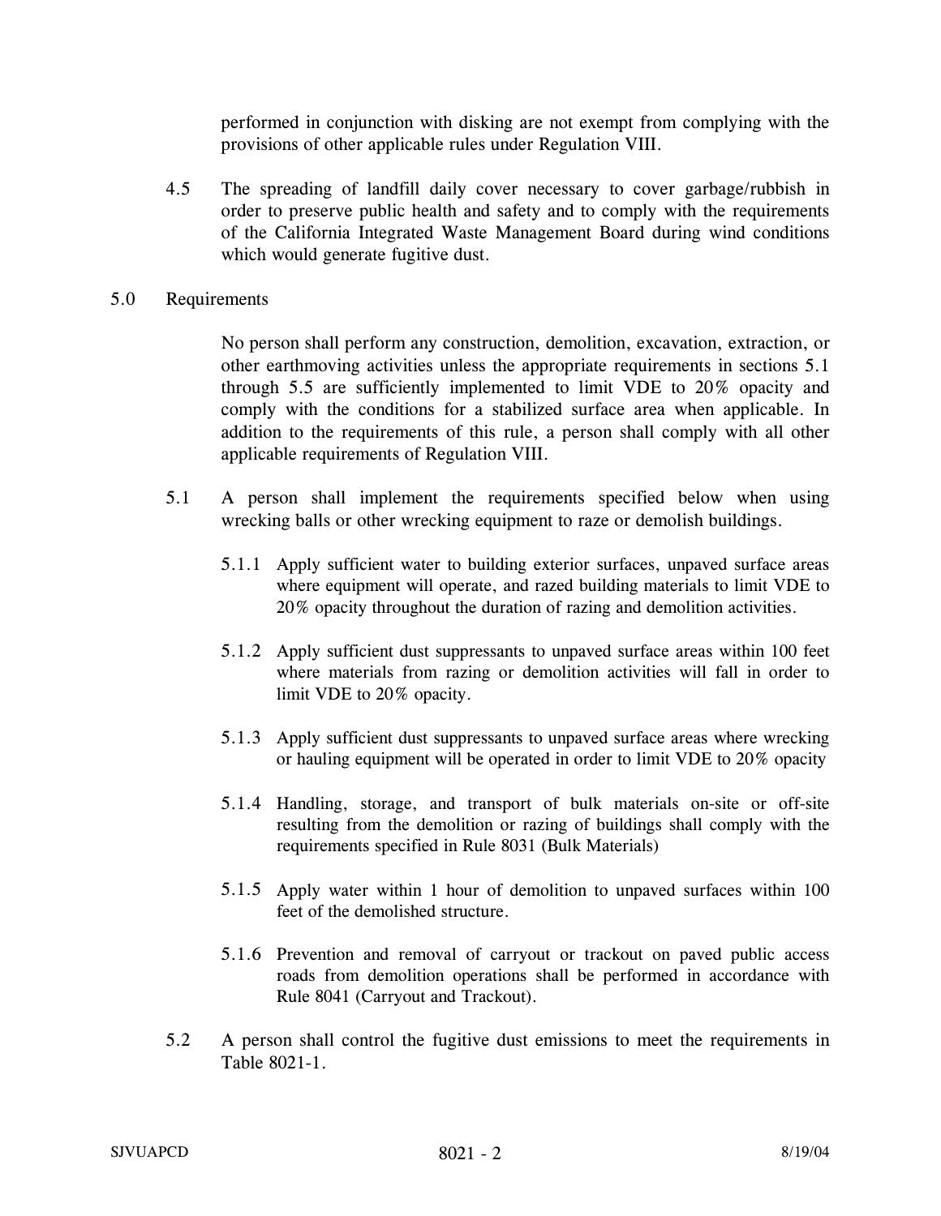performed in conjunction with disking are not exempt from complying with the provisions of other applicable rules under Regulation VIII.

4.5 The spreading of landfill daily cover necessary to cover garbage/rubbish in order to preserve public health and safety and to comply with the requirements of the California Integrated Waste Management Board during wind conditions which would generate fugitive dust.

## 5.0 Requirements

No person shall perform any construction, demolition, excavation, extraction, or other earthmoving activities unless the appropriate requirements in sections 5.1 through 5.5 are sufficiently implemented to limit VDE to 20% opacity and comply with the conditions for a stabilized surface area when applicable. In addition to the requirements of this rule, a person shall comply with all other applicable requirements of Regulation VIII.

5.1 A person shall implement the requirements specified below when using wrecking balls or other wrecking equipment to raze or demolish buildings.

5.1.1 Apply sufficient water to building exterior surfaces, unpaved surface areas where equipment will operate, and razed building materials to limit VDE to 20% opacity throughout the duration of razing and demolition activities.

5.1.2 Apply sufficient dust suppressants to unpaved surface areas within 100 feet where materials from razing or demolition activities will fall in order to limit VDE to 20% opacity.

5.1.3 Apply sufficient dust suppressants to unpaved surface areas where wrecking or hauling equipment will be operated in order to limit VDE to 20% opacity

5.1.4 Handling, storage, and transport of bulk materials on-site or off-site resulting from the demolition or razing of buildings shall comply with the requirements specified in Rule 8031 (Bulk Materials)

5.1.5 Apply water within 1 hour of demolition to unpaved surfaces within 100 feet of the demolished structure.

5.1.6 Prevention and removal of carryout or trackout on paved public access roads from demolition operations shall be performed in accordance with Rule 8041 (Carryout and Trackout).

5.2 A person shall control the fugitive dust emissions to meet the requirements in Table 8021-1.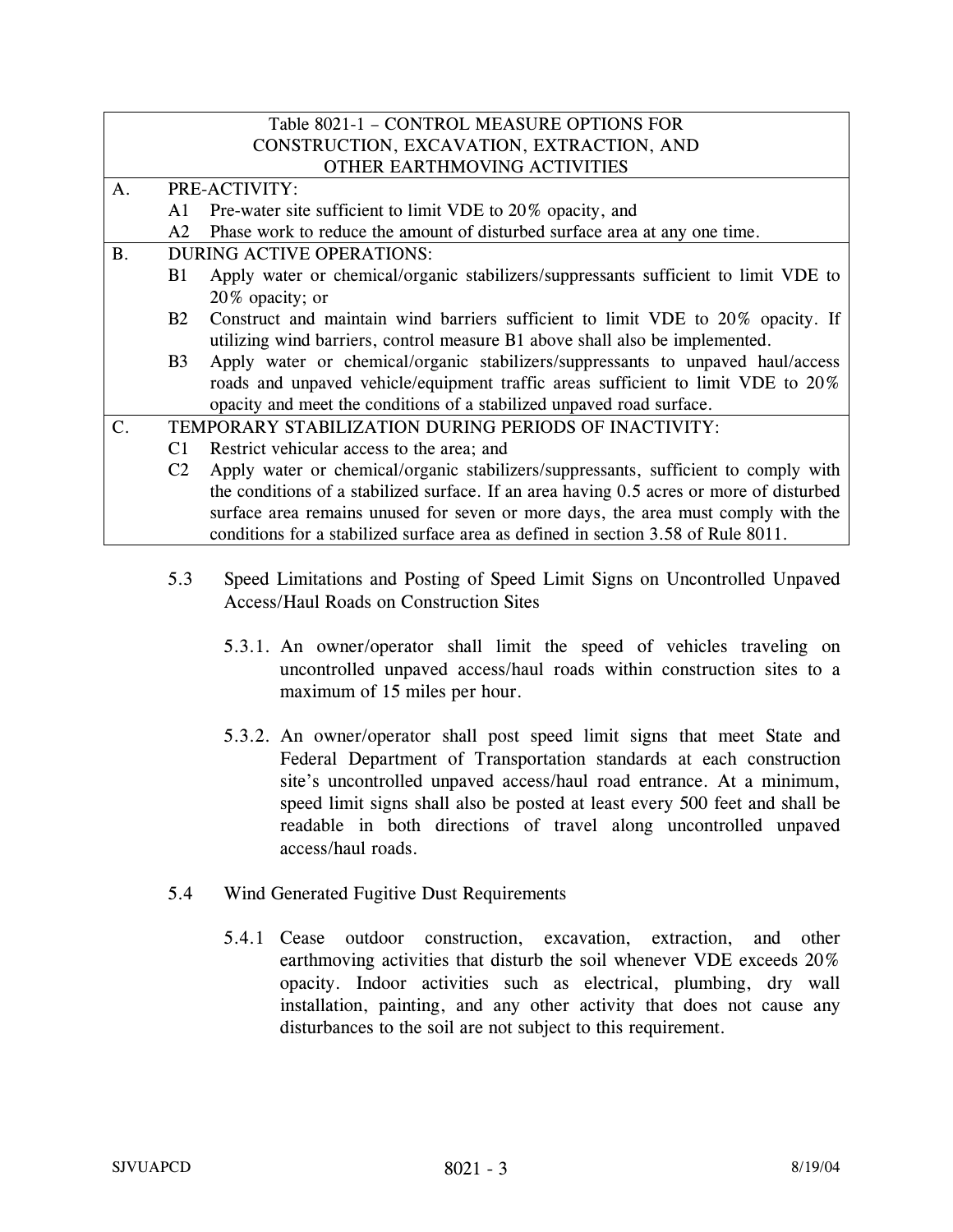| Table 8021-1 – CONTROL MEASURE OPTIONS FOR CONSTRUCTION, EXCAVATION, EXTRACTION, AND OTHER EARTHMOVING ACTIVITIES |
| --- |
| **A. PRE-ACTIVITY:**<br>A1 Pre-water site sufficient to limit VDE to 20% opacity, and<br>A2 Phase work to reduce the amount of disturbed surface area at any one time. |
| **B. DURING ACTIVE OPERATIONS:**<br>B1 Apply water or chemical/organic stabilizers/suppressants sufficient to limit VDE to 20% opacity; or<br>B2 Construct and maintain wind barriers sufficient to limit VDE to 20% opacity. If utilizing wind barriers, control measure B1 above shall also be implemented.<br>B3 Apply water or chemical/organic stabilizers/suppressants to unpaved haul/access roads and unpaved vehicle/equipment traffic areas sufficient to limit VDE to 20% opacity and meet the conditions of a stabilized unpaved road surface. |
| **C. TEMPORARY STABILIZATION DURING PERIODS OF INACTIVITY:**<br>C1 Restrict vehicular access to the area; and<br>C2 Apply water or chemical/organic stabilizers/suppressants, sufficient to comply with the conditions of a stabilized surface. If an area having 0.5 acres or more of disturbed surface area remains unused for seven or more days, the area must comply with the conditions for a stabilized surface area as defined in section 3.58 of Rule 8011. |

5.3 Speed Limitations and Posting of Speed Limit Signs on Uncontrolled Unpaved Access/Haul Roads on Construction Sites

5.3.1. An owner/operator shall limit the speed of vehicles traveling on uncontrolled unpaved access/haul roads within construction sites to a maximum of 15 miles per hour.

5.3.2. An owner/operator shall post speed limit signs that meet State and Federal Department of Transportation standards at each construction site's uncontrolled unpaved access/haul road entrance. At a minimum, speed limit signs shall also be posted at least every 500 feet and shall be readable in both directions of travel along uncontrolled unpaved access/haul roads.

5.4 Wind Generated Fugitive Dust Requirements

5.4.1 Cease outdoor construction, excavation, extraction, and other earthmoving activities that disturb the soil whenever VDE exceeds 20% opacity. Indoor activities such as electrical, plumbing, dry wall installation, painting, and any other activity that does not cause any disturbances to the soil are not subject to this requirement.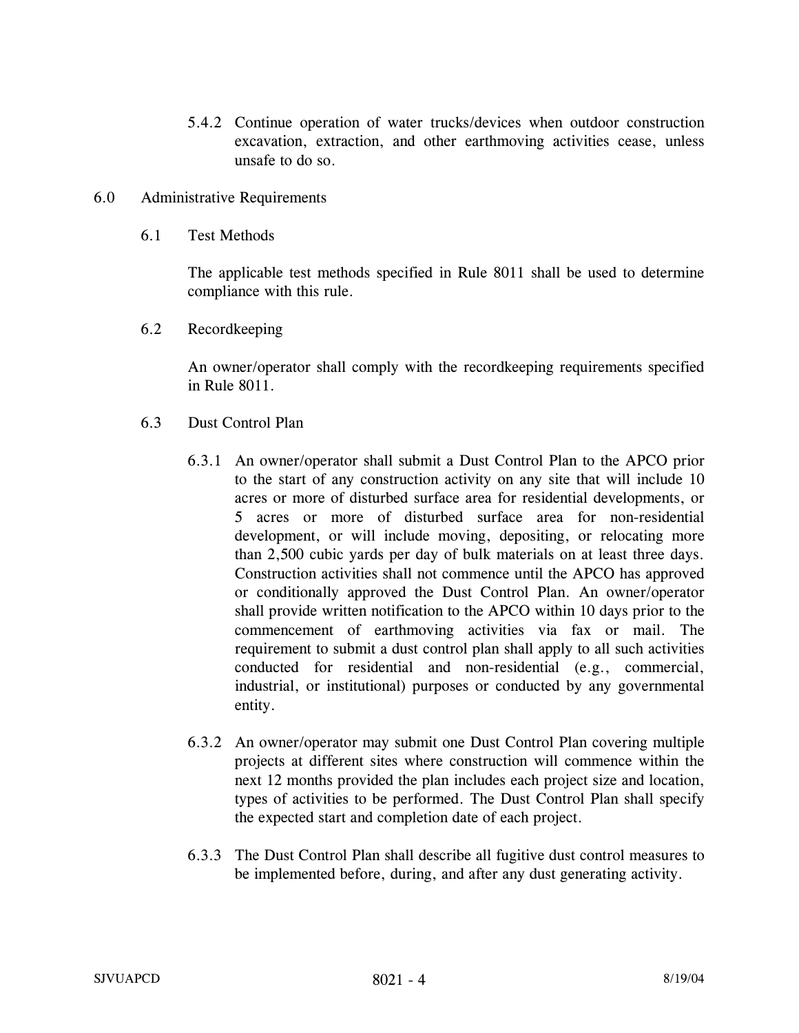5.4.2 Continue operation of water trucks/devices when outdoor construction excavation, extraction, and other earthmoving activities cease, unless unsafe to do so.

## 6.0 Administrative Requirements

### 6.1 Test Methods

The applicable test methods specified in Rule 8011 shall be used to determine compliance with this rule.

### 6.2 Recordkeeping

An owner/operator shall comply with the recordkeeping requirements specified in Rule 8011.

### 6.3 Dust Control Plan

6.3.1 An owner/operator shall submit a Dust Control Plan to the APCO prior to the start of any construction activity on any site that will include 10 acres or more of disturbed surface area for residential developments, or 5 acres or more of disturbed surface area for non-residential development, or will include moving, depositing, or relocating more than 2,500 cubic yards per day of bulk materials on at least three days. Construction activities shall not commence until the APCO has approved or conditionally approved the Dust Control Plan. An owner/operator shall provide written notification to the APCO within 10 days prior to the commencement of earthmoving activities via fax or mail. The requirement to submit a dust control plan shall apply to all such activities conducted for residential and non-residential (e.g., commercial, industrial, or institutional) purposes or conducted by any governmental entity.

6.3.2 An owner/operator may submit one Dust Control Plan covering multiple projects at different sites where construction will commence within the next 12 months provided the plan includes each project size and location, types of activities to be performed. The Dust Control Plan shall specify the expected start and completion date of each project.

6.3.3 The Dust Control Plan shall describe all fugitive dust control measures to be implemented before, during, and after any dust generating activity.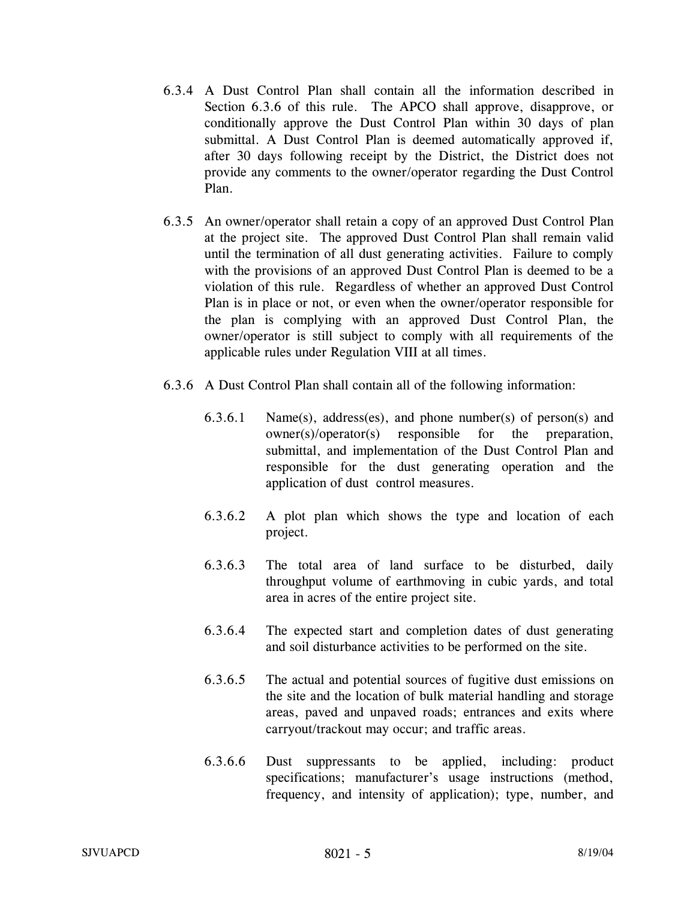6.3.4 A Dust Control Plan shall contain all the information described in Section 6.3.6 of this rule. The APCO shall approve, disapprove, or conditionally approve the Dust Control Plan within 30 days of plan submittal. A Dust Control Plan is deemed automatically approved if, after 30 days following receipt by the District, the District does not provide any comments to the owner/operator regarding the Dust Control Plan.

6.3.5 An owner/operator shall retain a copy of an approved Dust Control Plan at the project site. The approved Dust Control Plan shall remain valid until the termination of all dust generating activities. Failure to comply with the provisions of an approved Dust Control Plan is deemed to be a violation of this rule. Regardless of whether an approved Dust Control Plan is in place or not, or even when the owner/operator responsible for the plan is complying with an approved Dust Control Plan, the owner/operator is still subject to comply with all requirements of the applicable rules under Regulation VIII at all times.

6.3.6 A Dust Control Plan shall contain all of the following information:

6.3.6.1 Name(s), address(es), and phone number(s) of person(s) and owner(s)/operator(s) responsible for the preparation, submittal, and implementation of the Dust Control Plan and responsible for the dust generating operation and the application of dust control measures.

6.3.6.2 A plot plan which shows the type and location of each project.

6.3.6.3 The total area of land surface to be disturbed, daily throughput volume of earthmoving in cubic yards, and total area in acres of the entire project site.

6.3.6.4 The expected start and completion dates of dust generating and soil disturbance activities to be performed on the site.

6.3.6.5 The actual and potential sources of fugitive dust emissions on the site and the location of bulk material handling and storage areas, paved and unpaved roads; entrances and exits where carryout/trackout may occur; and traffic areas.

6.3.6.6 Dust suppressants to be applied, including: product specifications; manufacturer's usage instructions (method, frequency, and intensity of application); type, number, and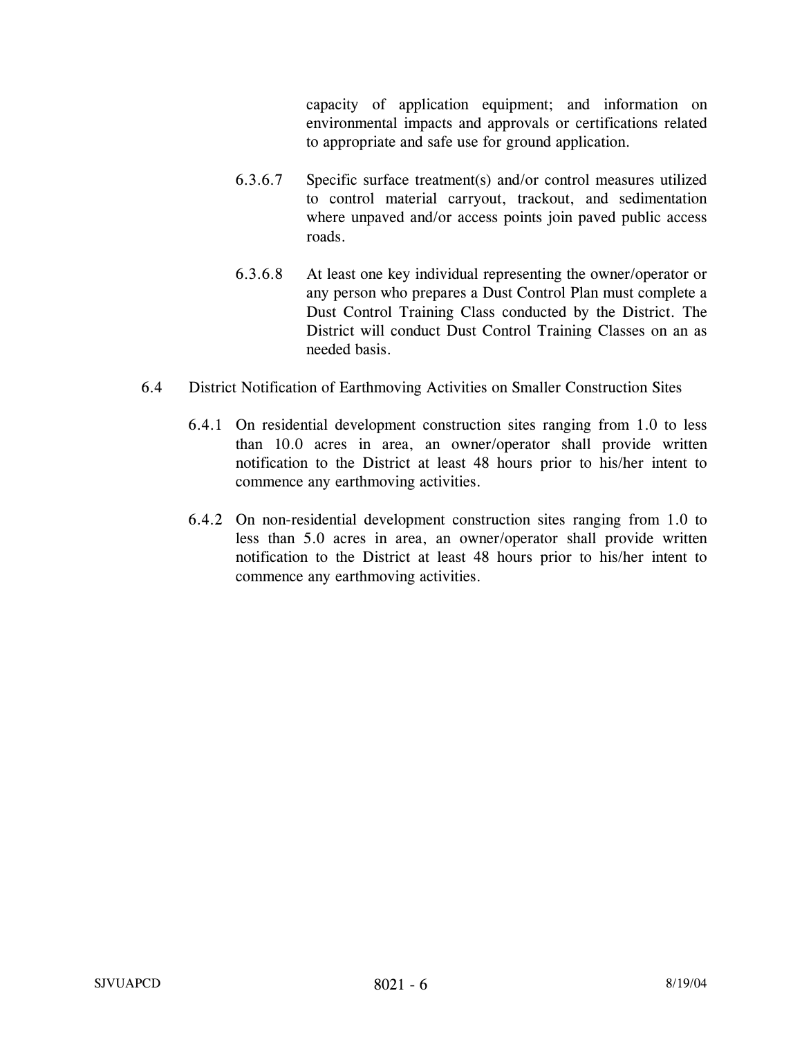capacity of application equipment; and information on environmental impacts and approvals or certifications related to appropriate and safe use for ground application.

6.3.6.7 Specific surface treatment(s) and/or control measures utilized to control material carryout, trackout, and sedimentation where unpaved and/or access points join paved public access roads.

6.3.6.8 At least one key individual representing the owner/operator or any person who prepares a Dust Control Plan must complete a Dust Control Training Class conducted by the District. The District will conduct Dust Control Training Classes on an as needed basis.

6.4 District Notification of Earthmoving Activities on Smaller Construction Sites

6.4.1 On residential development construction sites ranging from 1.0 to less than 10.0 acres in area, an owner/operator shall provide written notification to the District at least 48 hours prior to his/her intent to commence any earthmoving activities.

6.4.2 On non-residential development construction sites ranging from 1.0 to less than 5.0 acres in area, an owner/operator shall provide written notification to the District at least 48 hours prior to his/her intent to commence any earthmoving activities.